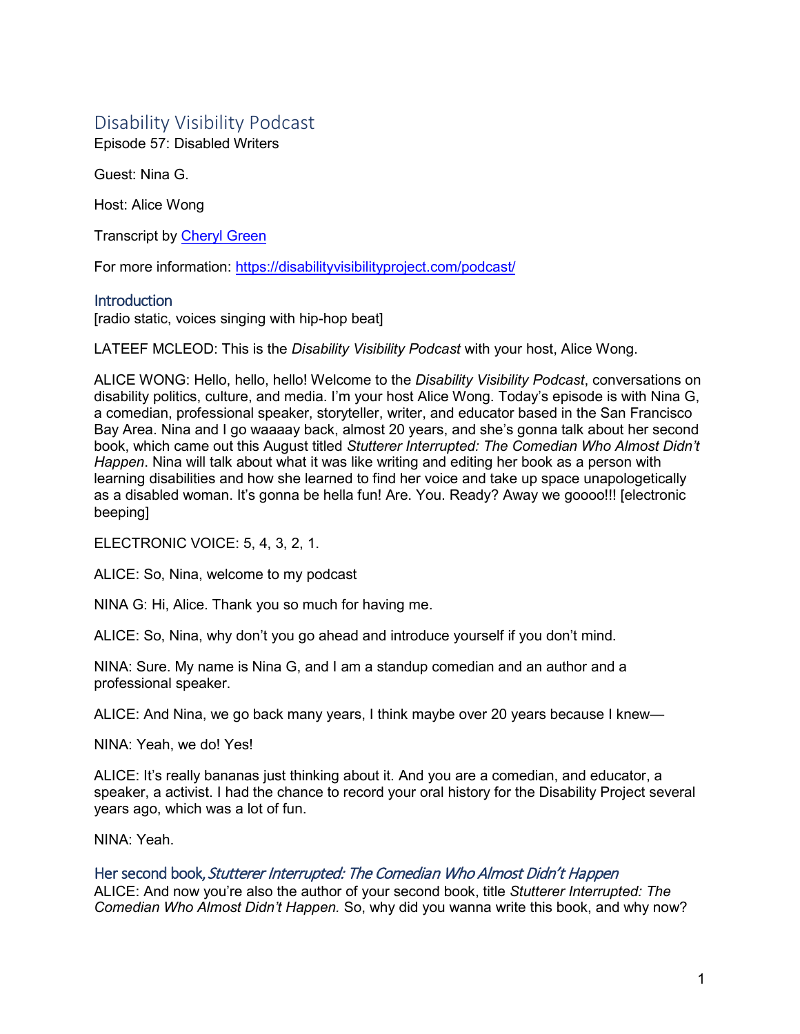# Disability Visibility Podcast

Episode 57: Disabled Writers

Guest: Nina G.

Host: Alice Wong

Transcript by [Cheryl Green](Cheryl Green)

For more information: [https://disabilityvisibilityproject.com/podcast/](https://disabilityvisibilityproject.com/podcast/)

## Introduction

[radio static, voices singing with hip-hop beat]

LATEEF MCLEOD: This is the *Disability Visibility Podcast* with your host, Alice Wong.

ALICE WONG: Hello, hello, hello! Welcome to the *Disability Visibility Podcast*, conversations on disability politics, culture, and media. I'm your host Alice Wong. Today's episode is with Nina G, a comedian, professional speaker, storyteller, writer, and educator based in the San Francisco Bay Area. Nina and I go waaaay back, almost 20 years, and she's gonna talk about her second book, which came out this August titled *Stutterer Interrupted: The Comedian Who Almost Didn't Happen*. Nina will talk about what it was like writing and editing her book as a person with learning disabilities and how she learned to find her voice and take up space unapologetically as a disabled woman. It's gonna be hella fun! Are. You. Ready? Away we goooo!!! [electronic beeping]

ELECTRONIC VOICE: 5, 4, 3, 2, 1.

ALICE: So, Nina, welcome to my podcast

NINA G: Hi, Alice. Thank you so much for having me.

ALICE: So, Nina, why don't you go ahead and introduce yourself if you don't mind.

NINA: Sure. My name is Nina G, and I am a standup comedian and an author and a professional speaker.

ALICE: And Nina, we go back many years, I think maybe over 20 years because I knew—

NINA: Yeah, we do! Yes!

ALICE: It's really bananas just thinking about it. And you are a comedian, and educator, a speaker, a activist. I had the chance to record your oral history for the Disability Project several years ago, which was a lot of fun.

NINA: Yeah.

## Her second book, *Stutterer Interrupted: The Comedian Who Almost Didn't Happen*

ALICE: And now you're also the author of your second book, title *Stutterer Interrupted: The Comedian Who Almost Didn't Happen.* So, why did you wanna write this book, and why now?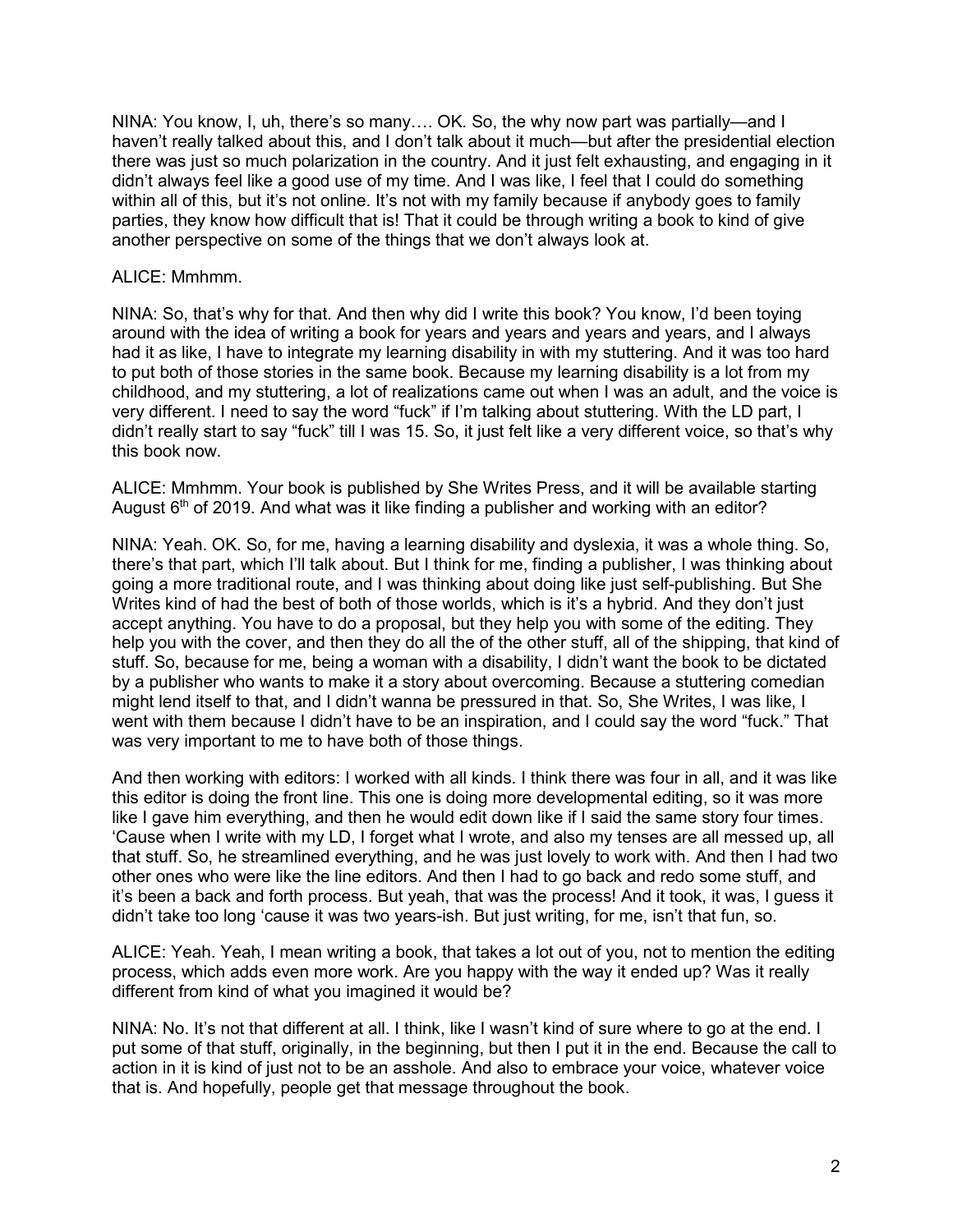NINA: You know, I, uh, there's so many…. OK. So, the why now part was partially—and I haven't really talked about this, and I don't talk about it much—but after the presidential election there was just so much polarization in the country. And it just felt exhausting, and engaging in it didn't always feel like a good use of my time. And I was like, I feel that I could do something within all of this, but it's not online. It's not with my family because if anybody goes to family parties, they know how difficult that is! That it could be through writing a book to kind of give another perspective on some of the things that we don't always look at.

ALICE: Mmhmm.

NINA: So, that's why for that. And then why did I write this book? You know, I'd been toying around with the idea of writing a book for years and years and years and years, and I always had it as like, I have to integrate my learning disability in with my stuttering. And it was too hard to put both of those stories in the same book. Because my learning disability is a lot from my childhood, and my stuttering, a lot of realizations came out when I was an adult, and the voice is very different. I need to say the word "fuck" if I'm talking about stuttering. With the LD part, I didn't really start to say "fuck" till I was 15. So, it just felt like a very different voice, so that's why this book now.

ALICE: Mmhmm. Your book is published by She Writes Press, and it will be available starting August 6th of 2019. And what was it like finding a publisher and working with an editor?

NINA: Yeah. OK. So, for me, having a learning disability and dyslexia, it was a whole thing. So, there's that part, which I'll talk about. But I think for me, finding a publisher, I was thinking about going a more traditional route, and I was thinking about doing like just self-publishing. But She Writes kind of had the best of both of those worlds, which is it's a hybrid. And they don't just accept anything. You have to do a proposal, but they help you with some of the editing. They help you with the cover, and then they do all the of the other stuff, all of the shipping, that kind of stuff. So, because for me, being a woman with a disability, I didn't want the book to be dictated by a publisher who wants to make it a story about overcoming. Because a stuttering comedian might lend itself to that, and I didn't wanna be pressured in that. So, She Writes, I was like, I went with them because I didn't have to be an inspiration, and I could say the word "fuck." That was very important to me to have both of those things.

And then working with editors: I worked with all kinds. I think there was four in all, and it was like this editor is doing the front line. This one is doing more developmental editing, so it was more like I gave him everything, and then he would edit down like if I said the same story four times. 'Cause when I write with my LD, I forget what I wrote, and also my tenses are all messed up, all that stuff. So, he streamlined everything, and he was just lovely to work with. And then I had two other ones who were like the line editors. And then I had to go back and redo some stuff, and it's been a back and forth process. But yeah, that was the process! And it took, it was, I guess it didn't take too long 'cause it was two years-ish. But just writing, for me, isn't that fun, so.

ALICE: Yeah. Yeah, I mean writing a book, that takes a lot out of you, not to mention the editing process, which adds even more work. Are you happy with the way it ended up? Was it really different from kind of what you imagined it would be?

NINA: No. It's not that different at all. I think, like I wasn't kind of sure where to go at the end. I put some of that stuff, originally, in the beginning, but then I put it in the end. Because the call to action in it is kind of just not to be an asshole. And also to embrace your voice, whatever voice that is. And hopefully, people get that message throughout the book.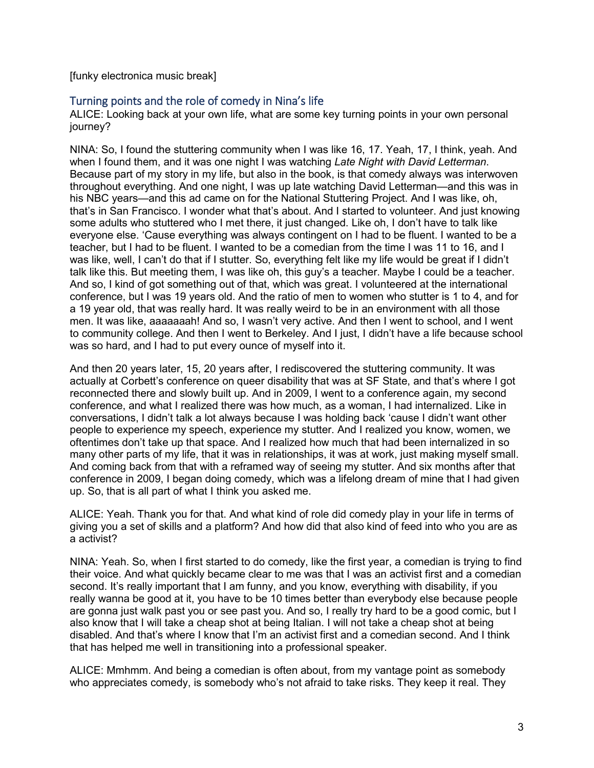[funky electronica music break]

## Turning points and the role of comedy in Nina's life

ALICE: Looking back at your own life, what are some key turning points in your own personal journey?

NINA: So, I found the stuttering community when I was like 16, 17. Yeah, 17, I think, yeah. And when I found them, and it was one night I was watching *Late Night with David Letterman*. Because part of my story in my life, but also in the book, is that comedy always was interwoven throughout everything. And one night, I was up late watching David Letterman—and this was in his NBC years—and this ad came on for the National Stuttering Project. And I was like, oh, that's in San Francisco. I wonder what that's about. And I started to volunteer. And just knowing some adults who stuttered who I met there, it just changed. Like oh, I don't have to talk like everyone else. 'Cause everything was always contingent on I had to be fluent. I wanted to be a teacher, but I had to be fluent. I wanted to be a comedian from the time I was 11 to 16, and I was like, well, I can't do that if I stutter. So, everything felt like my life would be great if I didn't talk like this. But meeting them, I was like oh, this guy's a teacher. Maybe I could be a teacher. And so, I kind of got something out of that, which was great. I volunteered at the international conference, but I was 19 years old. And the ratio of men to women who stutter is 1 to 4, and for a 19 year old, that was really hard. It was really weird to be in an environment with all those men. It was like, aaaaaaah! And so, I wasn't very active. And then I went to school, and I went to community college. And then I went to Berkeley. And I just, I didn't have a life because school was so hard, and I had to put every ounce of myself into it.

And then 20 years later, 15, 20 years after, I rediscovered the stuttering community. It was actually at Corbett's conference on queer disability that was at SF State, and that's where I got reconnected there and slowly built up. And in 2009, I went to a conference again, my second conference, and what I realized there was how much, as a woman, I had internalized. Like in conversations, I didn't talk a lot always because I was holding back 'cause I didn't want other people to experience my speech, experience my stutter. And I realized you know, women, we oftentimes don't take up that space. And I realized how much that had been internalized in so many other parts of my life, that it was in relationships, it was at work, just making myself small. And coming back from that with a reframed way of seeing my stutter. And six months after that conference in 2009, I began doing comedy, which was a lifelong dream of mine that I had given up. So, that is all part of what I think you asked me.

ALICE: Yeah. Thank you for that. And what kind of role did comedy play in your life in terms of giving you a set of skills and a platform? And how did that also kind of feed into who you are as a activist?

NINA: Yeah. So, when I first started to do comedy, like the first year, a comedian is trying to find their voice. And what quickly became clear to me was that I was an activist first and a comedian second. It's really important that I am funny, and you know, everything with disability, if you really wanna be good at it, you have to be 10 times better than everybody else because people are gonna just walk past you or see past you. And so, I really try hard to be a good comic, but I also know that I will take a cheap shot at being Italian. I will not take a cheap shot at being disabled. And that's where I know that I'm an activist first and a comedian second. And I think that has helped me well in transitioning into a professional speaker.

ALICE: Mmhmm. And being a comedian is often about, from my vantage point as somebody who appreciates comedy, is somebody who's not afraid to take risks. They keep it real. They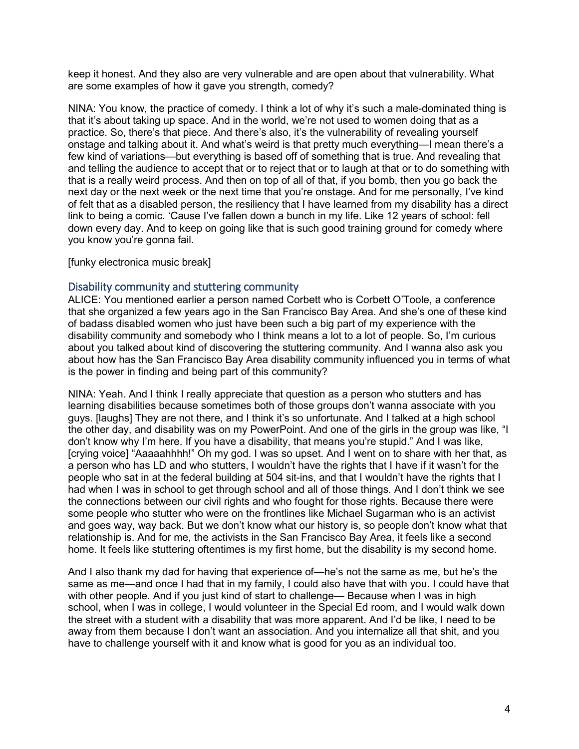keep it honest. And they also are very vulnerable and are open about that vulnerability. What are some examples of how it gave you strength, comedy?

NINA: You know, the practice of comedy. I think a lot of why it's such a male-dominated thing is that it's about taking up space. And in the world, we're not used to women doing that as a practice. So, there's that piece. And there's also, it's the vulnerability of revealing yourself onstage and talking about it. And what's weird is that pretty much everything—I mean there's a few kind of variations—but everything is based off of something that is true. And revealing that and telling the audience to accept that or to reject that or to laugh at that or to do something with that is a really weird process. And then on top of all of that, if you bomb, then you go back the next day or the next week or the next time that you're onstage. And for me personally, I've kind of felt that as a disabled person, the resiliency that I have learned from my disability has a direct link to being a comic. 'Cause I've fallen down a bunch in my life. Like 12 years of school: fell down every day. And to keep on going like that is such good training ground for comedy where you know you're gonna fail.

[funky electronica music break]

## Disability community and stuttering community

ALICE: You mentioned earlier a person named Corbett who is Corbett O'Toole, a conference that she organized a few years ago in the San Francisco Bay Area. And she's one of these kind of badass disabled women who just have been such a big part of my experience with the disability community and somebody who I think means a lot to a lot of people. So, I'm curious about you talked about kind of discovering the stuttering community. And I wanna also ask you about how has the San Francisco Bay Area disability community influenced you in terms of what is the power in finding and being part of this community?

NINA: Yeah. And I think I really appreciate that question as a person who stutters and has learning disabilities because sometimes both of those groups don't wanna associate with you guys. [laughs] They are not there, and I think it's so unfortunate. And I talked at a high school the other day, and disability was on my PowerPoint. And one of the girls in the group was like, "I don't know why I'm here. If you have a disability, that means you're stupid." And I was like, [crying voice] "Aaaaahhhh!" Oh my god. I was so upset. And I went on to share with her that, as a person who has LD and who stutters, I wouldn't have the rights that I have if it wasn't for the people who sat in at the federal building at 504 sit-ins, and that I wouldn't have the rights that I had when I was in school to get through school and all of those things. And I don't think we see the connections between our civil rights and who fought for those rights. Because there were some people who stutter who were on the frontlines like Michael Sugarman who is an activist and goes way, way back. But we don't know what our history is, so people don't know what that relationship is. And for me, the activists in the San Francisco Bay Area, it feels like a second home. It feels like stuttering oftentimes is my first home, but the disability is my second home.

And I also thank my dad for having that experience of—he's not the same as me, but he's the same as me—and once I had that in my family, I could also have that with you. I could have that with other people. And if you just kind of start to challenge— Because when I was in high school, when I was in college, I would volunteer in the Special Ed room, and I would walk down the street with a student with a disability that was more apparent. And I'd be like, I need to be away from them because I don't want an association. And you internalize all that shit, and you have to challenge yourself with it and know what is good for you as an individual too.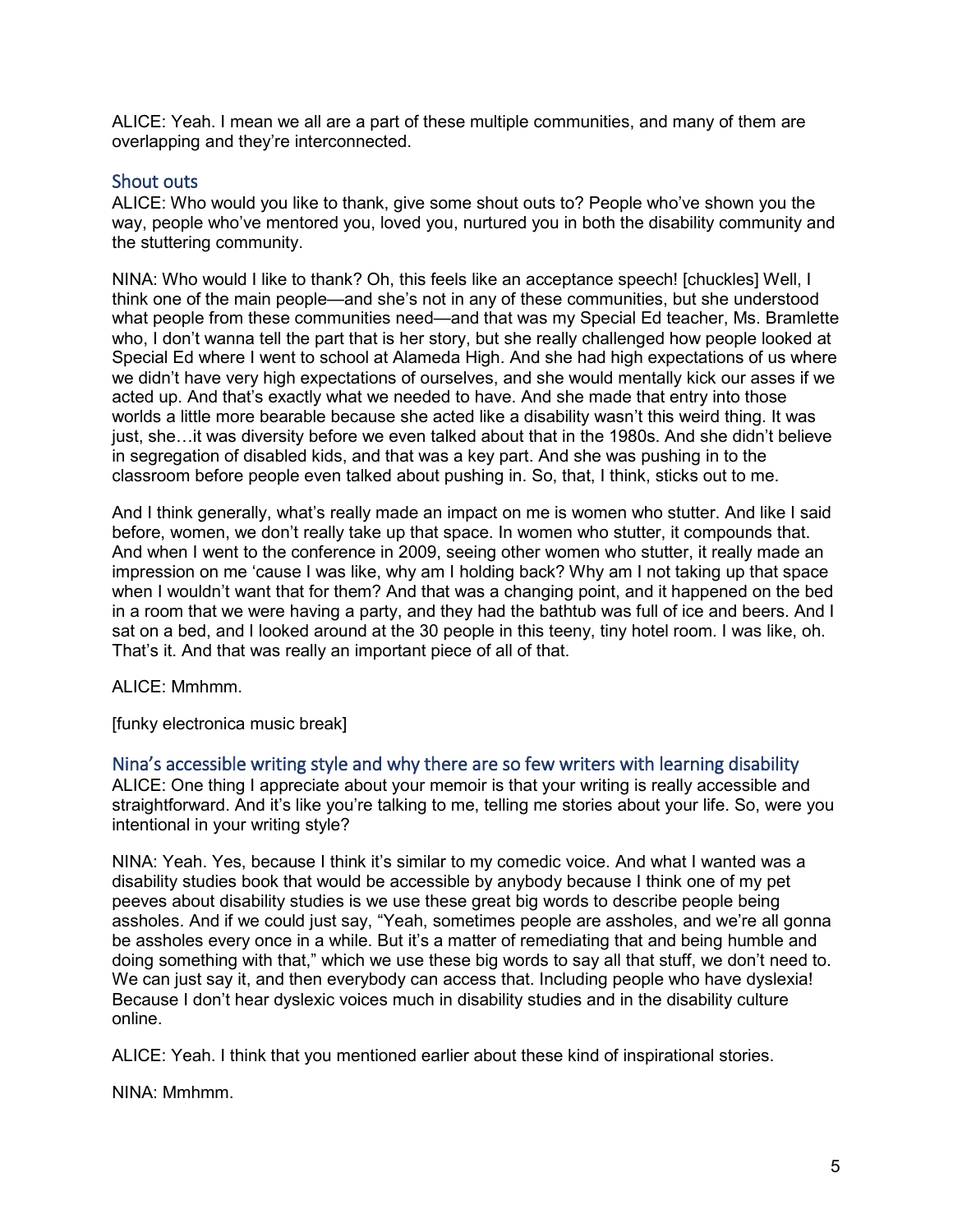ALICE: Yeah. I mean we all are a part of these multiple communities, and many of them are overlapping and they're interconnected.

## Shout outs

ALICE: Who would you like to thank, give some shout outs to? People who've shown you the way, people who've mentored you, loved you, nurtured you in both the disability community and the stuttering community.

NINA: Who would I like to thank? Oh, this feels like an acceptance speech! [chuckles] Well, I think one of the main people—and she's not in any of these communities, but she understood what people from these communities need—and that was my Special Ed teacher, Ms. Bramlette who, I don't wanna tell the part that is her story, but she really challenged how people looked at Special Ed where I went to school at Alameda High. And she had high expectations of us where we didn't have very high expectations of ourselves, and she would mentally kick our asses if we acted up. And that's exactly what we needed to have. And she made that entry into those worlds a little more bearable because she acted like a disability wasn't this weird thing. It was just, she…it was diversity before we even talked about that in the 1980s. And she didn't believe in segregation of disabled kids, and that was a key part. And she was pushing in to the classroom before people even talked about pushing in. So, that, I think, sticks out to me.

And I think generally, what's really made an impact on me is women who stutter. And like I said before, women, we don't really take up that space. In women who stutter, it compounds that. And when I went to the conference in 2009, seeing other women who stutter, it really made an impression on me 'cause I was like, why am I holding back? Why am I not taking up that space when I wouldn't want that for them? And that was a changing point, and it happened on the bed in a room that we were having a party, and they had the bathtub was full of ice and beers. And I sat on a bed, and I looked around at the 30 people in this teeny, tiny hotel room. I was like, oh. That's it. And that was really an important piece of all of that.

ALICE: Mmhmm.

[funky electronica music break]

## Nina's accessible writing style and why there are so few writers with learning disability

ALICE: One thing I appreciate about your memoir is that your writing is really accessible and straightforward. And it's like you're talking to me, telling me stories about your life. So, were you intentional in your writing style?

NINA: Yeah. Yes, because I think it's similar to my comedic voice. And what I wanted was a disability studies book that would be accessible by anybody because I think one of my pet peeves about disability studies is we use these great big words to describe people being assholes. And if we could just say, "Yeah, sometimes people are assholes, and we're all gonna be assholes every once in a while. But it's a matter of remediating that and being humble and doing something with that," which we use these big words to say all that stuff, we don't need to. We can just say it, and then everybody can access that. Including people who have dyslexia! Because I don't hear dyslexic voices much in disability studies and in the disability culture online.

ALICE: Yeah. I think that you mentioned earlier about these kind of inspirational stories.

NINA: Mmhmm.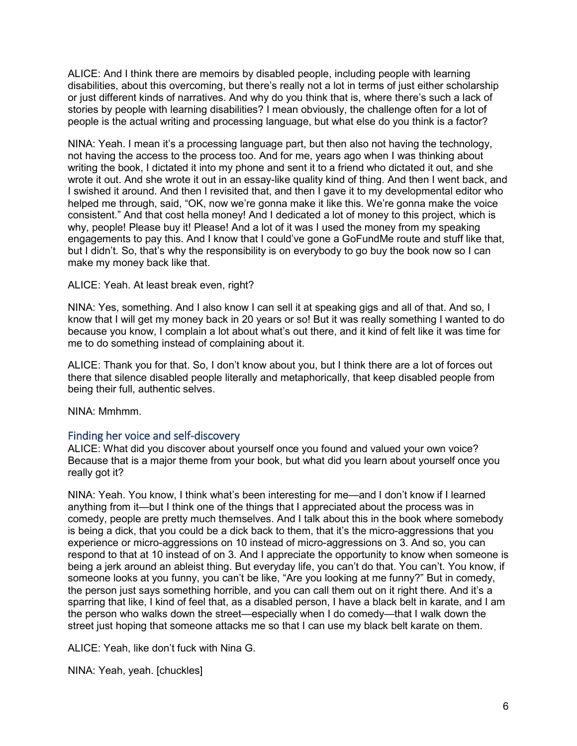ALICE: And I think there are memoirs by disabled people, including people with learning disabilities, about this overcoming, but there's really not a lot in terms of just either scholarship or just different kinds of narratives. And why do you think that is, where there's such a lack of stories by people with learning disabilities? I mean obviously, the challenge often for a lot of people is the actual writing and processing language, but what else do you think is a factor?

NINA: Yeah. I mean it's a processing language part, but then also not having the technology, not having the access to the process too. And for me, years ago when I was thinking about writing the book, I dictated it into my phone and sent it to a friend who dictated it out, and she wrote it out. And she wrote it out in an essay-like quality kind of thing. And then I went back, and I swished it around. And then I revisited that, and then I gave it to my developmental editor who helped me through, said, "OK, now we're gonna make it like this. We're gonna make the voice consistent." And that cost hella money! And I dedicated a lot of money to this project, which is why, people! Please buy it! Please! And a lot of it was I used the money from my speaking engagements to pay this. And I know that I could've gone a GoFundMe route and stuff like that, but I didn't. So, that's why the responsibility is on everybody to go buy the book now so I can make my money back like that.

ALICE: Yeah. At least break even, right?

NINA: Yes, something. And I also know I can sell it at speaking gigs and all of that. And so, I know that I will get my money back in 20 years or so! But it was really something I wanted to do because you know, I complain a lot about what's out there, and it kind of felt like it was time for me to do something instead of complaining about it.

ALICE: Thank you for that. So, I don't know about you, but I think there are a lot of forces out there that silence disabled people literally and metaphorically, that keep disabled people from being their full, authentic selves.

NINA: Mmhmm.

## Finding her voice and self-discovery

ALICE: What did you discover about yourself once you found and valued your own voice? Because that is a major theme from your book, but what did you learn about yourself once you really got it?

NINA: Yeah. You know, I think what's been interesting for me—and I don't know if I learned anything from it—but I think one of the things that I appreciated about the process was in comedy, people are pretty much themselves. And I talk about this in the book where somebody is being a dick, that you could be a dick back to them, that it's the micro-aggressions that you experience or micro-aggressions on 10 instead of micro-aggressions on 3. And so, you can respond to that at 10 instead of on 3. And I appreciate the opportunity to know when someone is being a jerk around an ableist thing. But everyday life, you can't do that. You can't. You know, if someone looks at you funny, you can't be like, "Are you looking at me funny?" But in comedy, the person just says something horrible, and you can call them out on it right there. And it's a sparring that like, I kind of feel that, as a disabled person, I have a black belt in karate, and I am the person who walks down the street—especially when I do comedy—that I walk down the street just hoping that someone attacks me so that I can use my black belt karate on them.

ALICE: Yeah, like don't fuck with Nina G.

NINA: Yeah, yeah. [chuckles]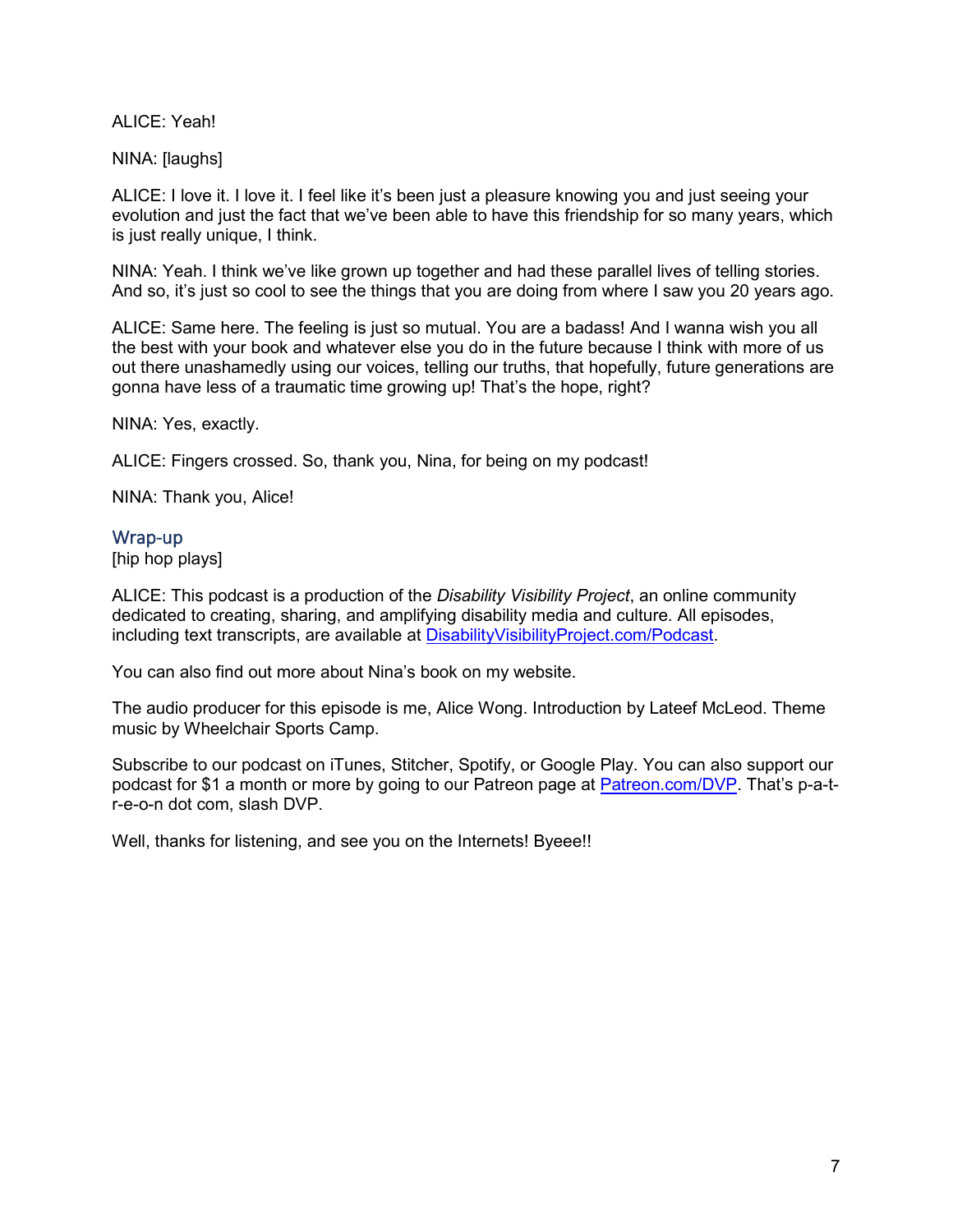ALICE: Yeah!

NINA: [laughs]

ALICE: I love it. I love it. I feel like it's been just a pleasure knowing you and just seeing your evolution and just the fact that we've been able to have this friendship for so many years, which is just really unique, I think.

NINA: Yeah. I think we've like grown up together and had these parallel lives of telling stories. And so, it's just so cool to see the things that you are doing from where I saw you 20 years ago.

ALICE: Same here. The feeling is just so mutual. You are a badass! And I wanna wish you all the best with your book and whatever else you do in the future because I think with more of us out there unashamedly using our voices, telling our truths, that hopefully, future generations are gonna have less of a traumatic time growing up! That's the hope, right?

NINA: Yes, exactly.

ALICE: Fingers crossed. So, thank you, Nina, for being on my podcast!

NINA: Thank you, Alice!

## Wrap-up

[hip hop plays]

ALICE: This podcast is a production of the *Disability Visibility Project*, an online community dedicated to creating, sharing, and amplifying disability media and culture. All episodes, including text transcripts, are available at DisabilityVisibilityProject.com/Podcast.

You can also find out more about Nina's book on my website.

The audio producer for this episode is me, Alice Wong. Introduction by Lateef McLeod. Theme music by Wheelchair Sports Camp.

Subscribe to our podcast on iTunes, Stitcher, Spotify, or Google Play. You can also support our podcast for $1 a month or more by going to our Patreon page at Patreon.com/DVP. That's p-a-t-r-e-o-n dot com, slash DVP.

Well, thanks for listening, and see you on the Internets! Byeee!!